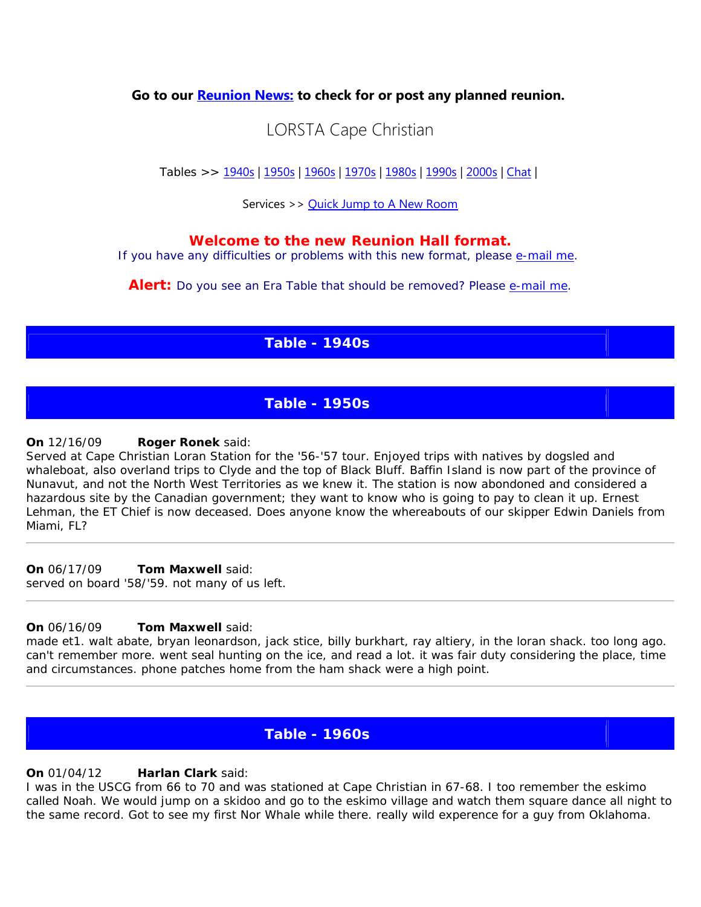**Go to our [Reunion News:](#) to check for or post any planned reunion.**

# LORSTA Cape Christian

Tables >> [1940s](#) | [1950s](#) | [1960s](#) | [1970s](#) | [1980s](#) | [1990s](#) | [2000s](#) | [Chat](#) |

Services >> [Quick Jump to A New Room](#)

**Welcome to the new Reunion Hall format.**

If you have any difficulties or problems with this new format, please [e-mail me](#).

**Alert:** Do you see an Era Table that should be removed? Please [e-mail me](#).

## Table - 1940s

## Table - 1950s

**On** 12/16/09 **Roger Ronek** said:
Served at Cape Christian Loran Station for the '56-'57 tour. Enjoyed trips with natives by dogsled and whaleboat, also overland trips to Clyde and the top of Black Bluff. Baffin Island is now part of the province of Nunavut, and not the North West Territories as we knew it. The station is now abandoned and considered a hazardous site by the Canadian government; they want to know who is going to pay to clean it up. Ernest Lehman, the ET Chief is now deceased. Does anyone know the whereabouts of our skipper Edwin Daniels from Miami, FL?

---

**On** 06/17/09 **Tom Maxwell** said:
served on board '58/'59. not many of us left.

---

**On** 06/16/09 **Tom Maxwell** said:
made et1. walt abate, bryan leonardson, jack stice, billy burkhart, ray altiery, in the loran shack. too long ago. can't remember more. went seal hunting on the ice, and read a lot. it was fair duty considering the place, time and circumstances. phone patches home from the ham shack were a high point.

---

## Table - 1960s

**On** 01/04/12 **Harlan Clark** said:
I was in the USCG from 66 to 70 and was stationed at Cape Christian in 67-68. I too remember the eskimo called Noah. We would jump on a skidoo and go to the eskimo village and watch them square dance all night to the same record. Got to see my first Nor Whale while there. really wild experence for a guy from Oklahoma.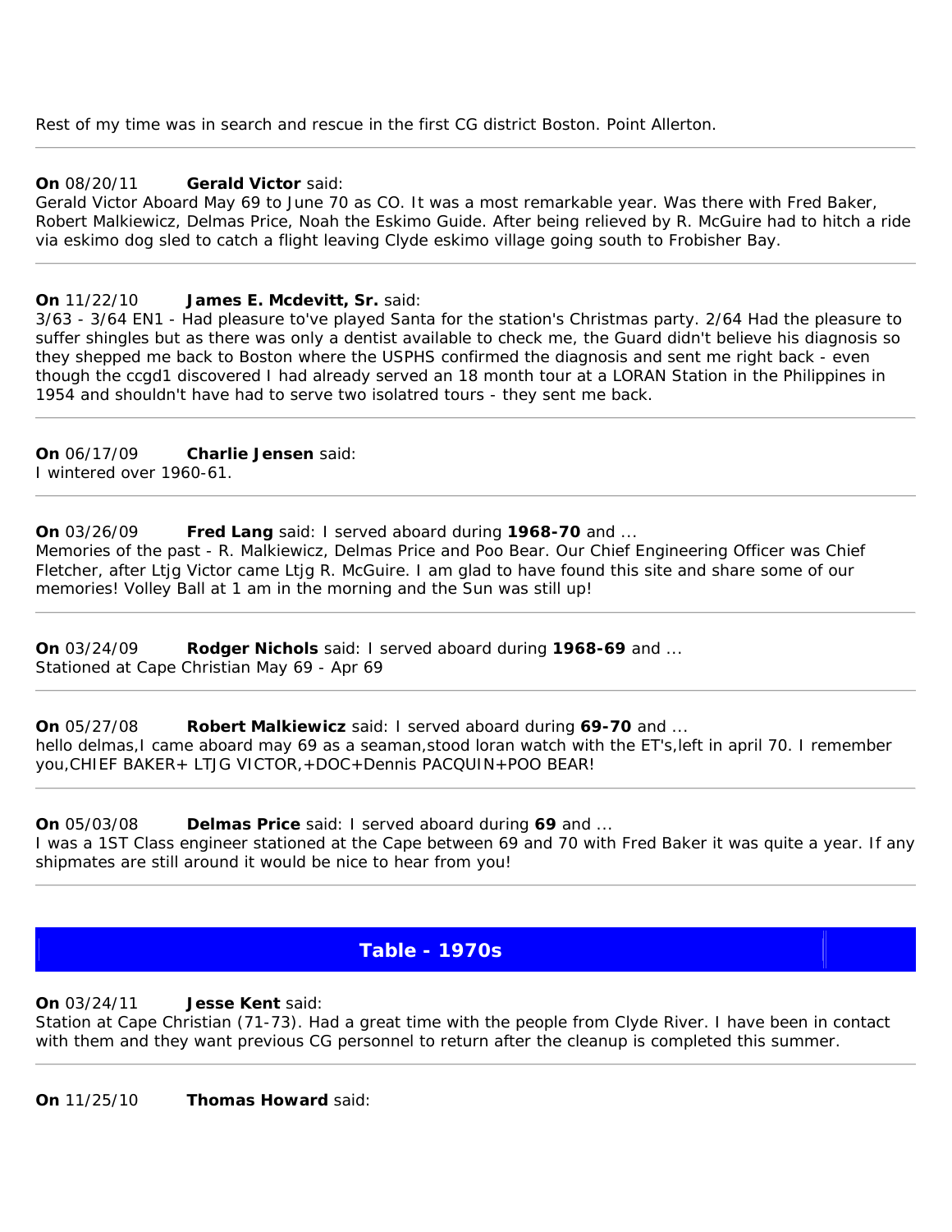Rest of my time was in search and rescue in the first CG district Boston. Point Allerton.

---

**On** 08/20/11 **Gerald Victor** said:
Gerald Victor Aboard May 69 to June 70 as CO. It was a most remarkable year. Was there with Fred Baker, Robert Malkiewicz, Delmas Price, Noah the Eskimo Guide. After being relieved by R. McGuire had to hitch a ride via eskimo dog sled to catch a flight leaving Clyde eskimo village going south to Frobisher Bay.

---

**On** 11/22/10 **James E. Mcdevitt, Sr.** said:
3/63 - 3/64 EN1 - Had pleasure to've played Santa for the station's Christmas party. 2/64 Had the pleasure to suffer shingles but as there was only a dentist available to check me, the Guard didn't believe his diagnosis so they shepped me back to Boston where the USPHS confirmed the diagnosis and sent me right back - even though the ccgd1 discovered I had already served an 18 month tour at a LORAN Station in the Philippines in 1954 and shouldn't have had to serve two isolatred tours - they sent me back.

---

**On** 06/17/09 **Charlie Jensen** said:
I wintered over 1960-61.

---

**On** 03/26/09 **Fred Lang** said: I served aboard during **1968-70** and ...
Memories of the past - R. Malkiewicz, Delmas Price and Poo Bear. Our Chief Engineering Officer was Chief Fletcher, after Ltjg Victor came Ltjg R. McGuire. I am glad to have found this site and share some of our memories! Volley Ball at 1 am in the morning and the Sun was still up!

---

**On** 03/24/09 **Rodger Nichols** said: I served aboard during **1968-69** and ...
Stationed at Cape Christian May 69 - Apr 69

---

**On** 05/27/08 **Robert Malkiewicz** said: I served aboard during **69-70** and ...
hello delmas,I came aboard may 69 as a seaman,stood loran watch with the ET's,left in april 70. I remember you,CHIEF BAKER+ LTJG VICTOR,+DOC+Dennis PACQUIN+POO BEAR!

---

**On** 05/03/08 **Delmas Price** said: I served aboard during **69** and ...
I was a 1ST Class engineer stationed at the Cape between 69 and 70 with Fred Baker it was quite a year. If any shipmates are still around it would be nice to hear from you!

---

## Table - 1970s

**On** 03/24/11 **Jesse Kent** said:
Station at Cape Christian (71-73). Had a great time with the people from Clyde River. I have been in contact with them and they want previous CG personnel to return after the cleanup is completed this summer.

---

**On** 11/25/10 **Thomas Howard** said: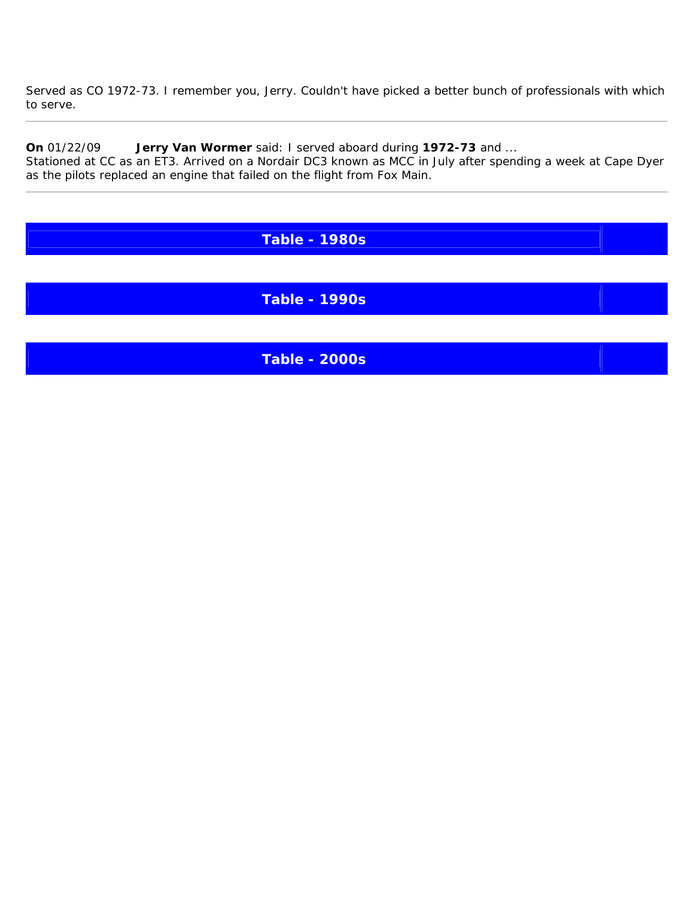Served as CO 1972-73. I remember you, Jerry. Couldn't have picked a better bunch of professionals with which to serve.

---

**On** 01/22/09 **Jerry Van Wormer** said: I served aboard during **1972-73** and ...
Stationed at CC as an ET3. Arrived on a Nordair DC3 known as MCC in July after spending a week at Cape Dyer as the pilots replaced an engine that failed on the flight from Fox Main.

---

## Table - 1980s

## Table - 1990s

## Table - 2000s